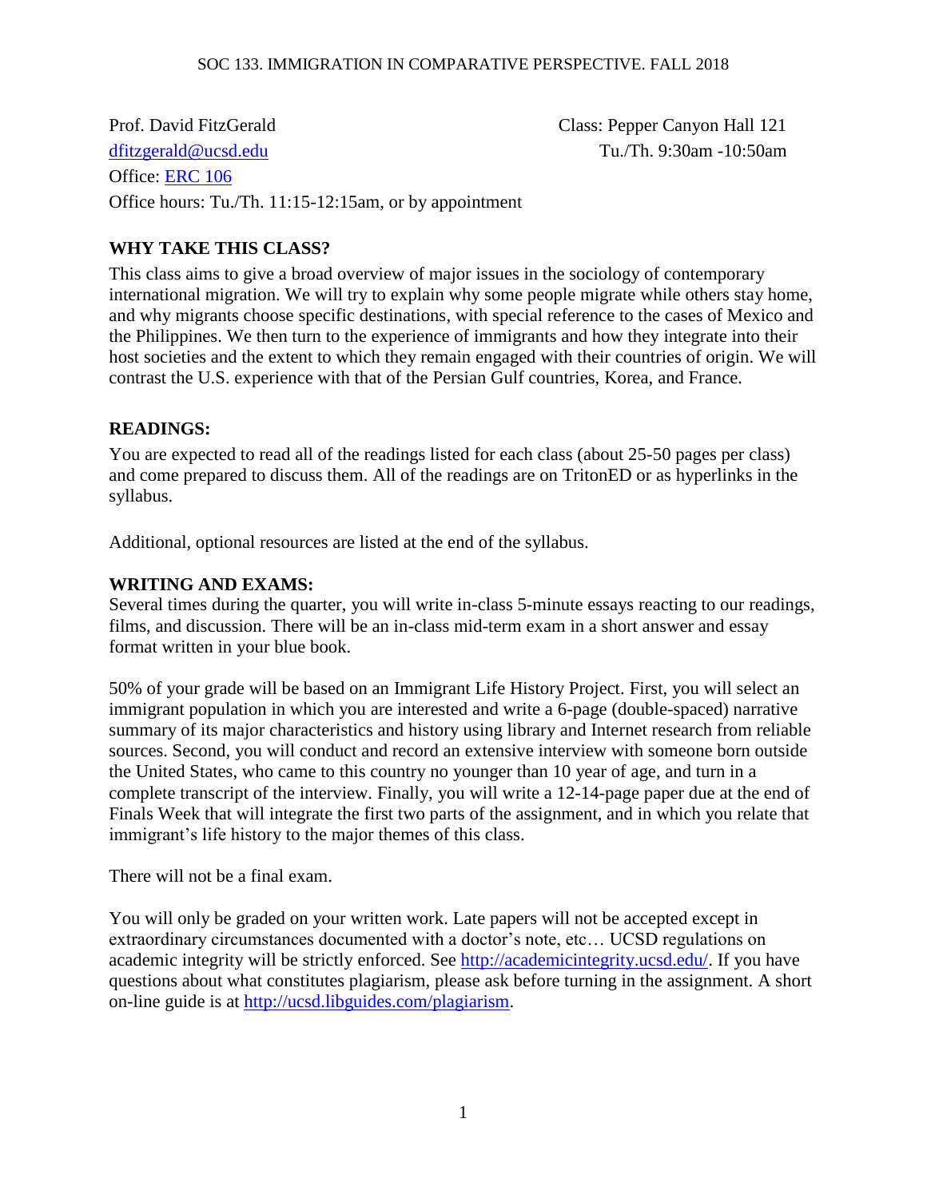SOC 133. IMMIGRATION IN COMPARATIVE PERSPECTIVE. FALL 2018

Prof. David FitzGerald
dfitzgerald@ucsd.edu
Office: ERC 106
Office hours: Tu./Th. 11:15-12:15am, or by appointment

Class: Pepper Canyon Hall 121
Tu./Th. 9:30am -10:50am

## WHY TAKE THIS CLASS?

This class aims to give a broad overview of major issues in the sociology of contemporary international migration. We will try to explain why some people migrate while others stay home, and why migrants choose specific destinations, with special reference to the cases of Mexico and the Philippines. We then turn to the experience of immigrants and how they integrate into their host societies and the extent to which they remain engaged with their countries of origin. We will contrast the U.S. experience with that of the Persian Gulf countries, Korea, and France.

## READINGS:

You are expected to read all of the readings listed for each class (about 25-50 pages per class) and come prepared to discuss them. All of the readings are on TritonED or as hyperlinks in the syllabus.

Additional, optional resources are listed at the end of the syllabus.

## WRITING AND EXAMS:

Several times during the quarter, you will write in-class 5-minute essays reacting to our readings, films, and discussion. There will be an in-class mid-term exam in a short answer and essay format written in your blue book.

50% of your grade will be based on an Immigrant Life History Project. First, you will select an immigrant population in which you are interested and write a 6-page (double-spaced) narrative summary of its major characteristics and history using library and Internet research from reliable sources. Second, you will conduct and record an extensive interview with someone born outside the United States, who came to this country no younger than 10 year of age, and turn in a complete transcript of the interview. Finally, you will write a 12-14-page paper due at the end of Finals Week that will integrate the first two parts of the assignment, and in which you relate that immigrant's life history to the major themes of this class.

There will not be a final exam.

You will only be graded on your written work. Late papers will not be accepted except in extraordinary circumstances documented with a doctor's note, etc… UCSD regulations on academic integrity will be strictly enforced. See http://academicintegrity.ucsd.edu/. If you have questions about what constitutes plagiarism, please ask before turning in the assignment. A short on-line guide is at http://ucsd.libguides.com/plagiarism.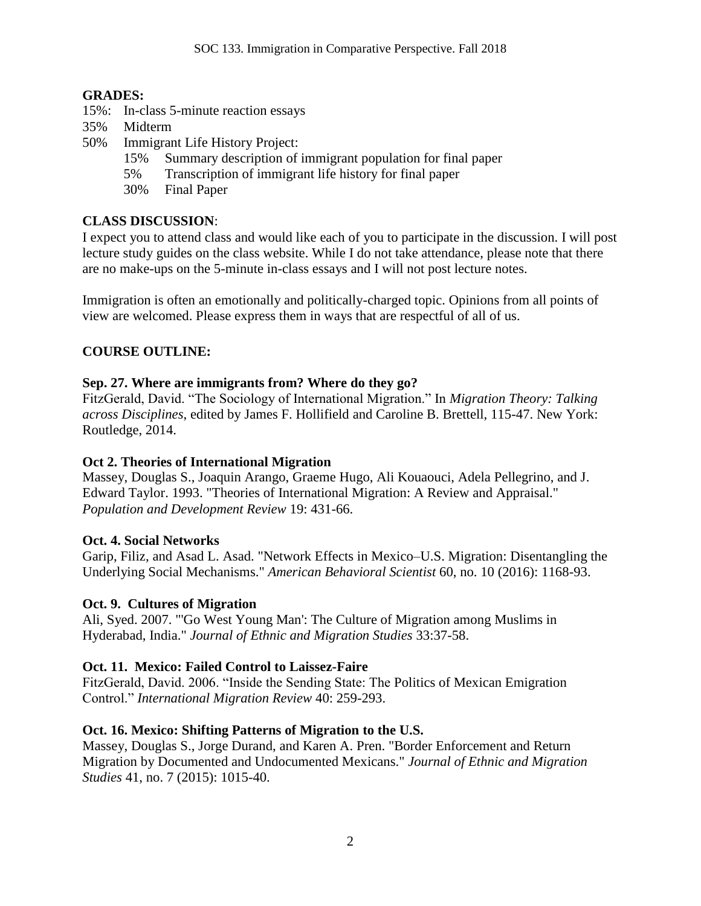**GRADES:**

15%: In-class 5-minute reaction essays
35% Midterm
50% Immigrant Life History Project:
- 15% Summary description of immigrant population for final paper
- 5% Transcription of immigrant life history for final paper
- 30% Final Paper

**CLASS DISCUSSION**:

I expect you to attend class and would like each of you to participate in the discussion. I will post lecture study guides on the class website. While I do not take attendance, please note that there are no make-ups on the 5-minute in-class essays and I will not post lecture notes.

Immigration is often an emotionally and politically-charged topic. Opinions from all points of view are welcomed. Please express them in ways that are respectful of all of us.

**COURSE OUTLINE:**

**Sep. 27. Where are immigrants from? Where do they go?**
FitzGerald, David. "The Sociology of International Migration." In *Migration Theory: Talking across Disciplines*, edited by James F. Hollifield and Caroline B. Brettell, 115-47. New York: Routledge, 2014.

**Oct 2. Theories of International Migration**
Massey, Douglas S., Joaquin Arango, Graeme Hugo, Ali Kouaouci, Adela Pellegrino, and J. Edward Taylor. 1993. "Theories of International Migration: A Review and Appraisal." *Population and Development Review* 19: 431-66.

**Oct. 4. Social Networks**
Garip, Filiz, and Asad L. Asad. "Network Effects in Mexico–U.S. Migration: Disentangling the Underlying Social Mechanisms." *American Behavioral Scientist* 60, no. 10 (2016): 1168-93.

**Oct. 9. Cultures of Migration**
Ali, Syed. 2007. "'Go West Young Man': The Culture of Migration among Muslims in Hyderabad, India." *Journal of Ethnic and Migration Studies* 33:37-58.

**Oct. 11. Mexico: Failed Control to Laissez-Faire**
FitzGerald, David. 2006. "Inside the Sending State: The Politics of Mexican Emigration Control." *International Migration Review* 40: 259-293.

**Oct. 16. Mexico: Shifting Patterns of Migration to the U.S.**
Massey, Douglas S., Jorge Durand, and Karen A. Pren. "Border Enforcement and Return Migration by Documented and Undocumented Mexicans." *Journal of Ethnic and Migration Studies* 41, no. 7 (2015): 1015-40.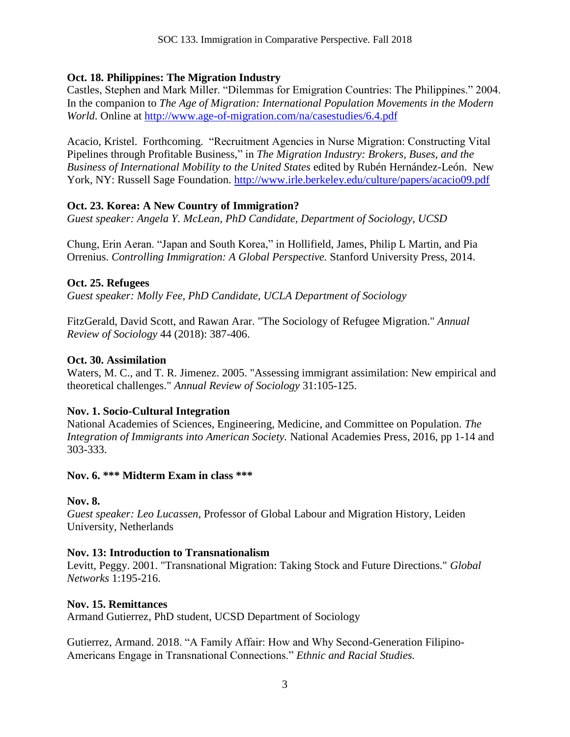**Oct. 18. Philippines: The Migration Industry**

Castles, Stephen and Mark Miller. "Dilemmas for Emigration Countries: The Philippines." 2004. In the companion to *The Age of Migration: International Population Movements in the Modern World*. Online at http://www.age-of-migration.com/na/casestudies/6.4.pdf

Acacio, Kristel. Forthcoming. "Recruitment Agencies in Nurse Migration: Constructing Vital Pipelines through Profitable Business," in *The Migration Industry: Brokers, Buses, and the Business of International Mobility to the United States* edited by Rubén Hernández-León. New York, NY: Russell Sage Foundation. http://www.irle.berkeley.edu/culture/papers/acacio09.pdf

**Oct. 23. Korea: A New Country of Immigration?**

*Guest speaker: Angela Y. McLean, PhD Candidate, Department of Sociology, UCSD*

Chung, Erin Aeran. "Japan and South Korea," in Hollifield, James, Philip L Martin, and Pia Orrenius. *Controlling Immigration: A Global Perspective.* Stanford University Press, 2014.

**Oct. 25. Refugees**

*Guest speaker: Molly Fee, PhD Candidate, UCLA Department of Sociology*

FitzGerald, David Scott, and Rawan Arar. "The Sociology of Refugee Migration." *Annual Review of Sociology* 44 (2018): 387-406.

**Oct. 30. Assimilation**

Waters, M. C., and T. R. Jimenez. 2005. "Assessing immigrant assimilation: New empirical and theoretical challenges." *Annual Review of Sociology* 31:105-125.

**Nov. 1. Socio-Cultural Integration**

National Academies of Sciences, Engineering, Medicine, and Committee on Population. *The Integration of Immigrants into American Society.* National Academies Press, 2016, pp 1-14 and 303-333.

**Nov. 6. \*\*\* Midterm Exam in class \*\*\***

**Nov. 8.**

*Guest speaker: Leo Lucassen,* Professor of Global Labour and Migration History, Leiden University, Netherlands

**Nov. 13: Introduction to Transnationalism**

Levitt, Peggy. 2001. "Transnational Migration: Taking Stock and Future Directions." *Global Networks* 1:195-216.

**Nov. 15. Remittances**

Armand Gutierrez, PhD student, UCSD Department of Sociology

Gutierrez, Armand. 2018. "A Family Affair: How and Why Second-Generation Filipino-Americans Engage in Transnational Connections." *Ethnic and Racial Studies.*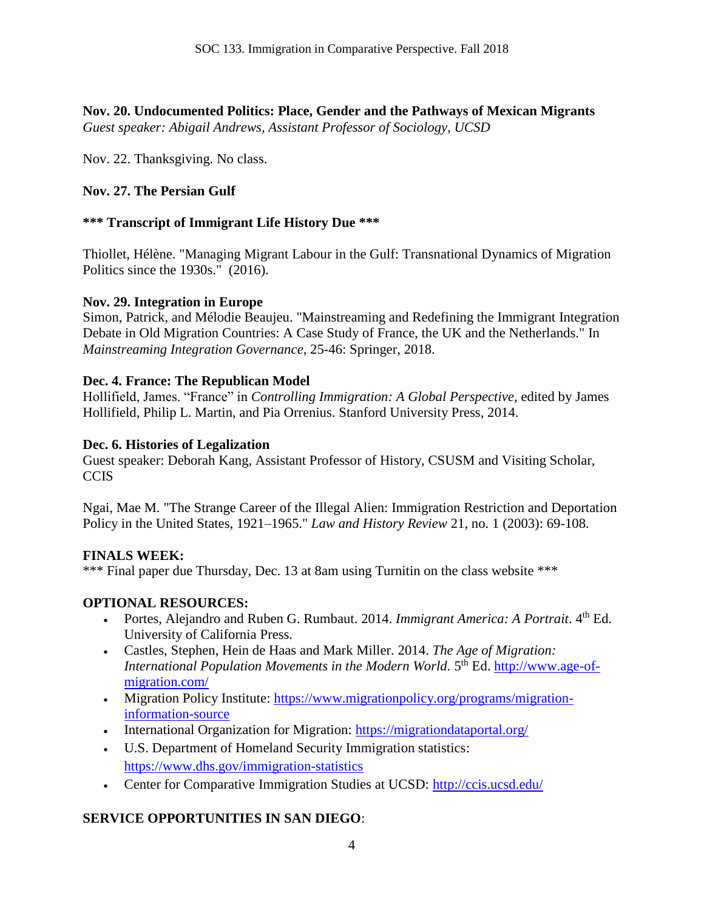**Nov. 20. Undocumented Politics: Place, Gender and the Pathways of Mexican Migrants**
*Guest speaker: Abigail Andrews, Assistant Professor of Sociology, UCSD*

Nov. 22. Thanksgiving. No class.

**Nov. 27. The Persian Gulf**

**\*\*\* Transcript of Immigrant Life History Due \*\*\***

Thiollet, Hélène. "Managing Migrant Labour in the Gulf: Transnational Dynamics of Migration Politics since the 1930s." (2016).

**Nov. 29. Integration in Europe**
Simon, Patrick, and Mélodie Beaujeu. "Mainstreaming and Redefining the Immigrant Integration Debate in Old Migration Countries: A Case Study of France, the UK and the Netherlands." In *Mainstreaming Integration Governance*, 25-46: Springer, 2018.

**Dec. 4. France: The Republican Model**
Hollifield, James. "France" in *Controlling Immigration: A Global Perspective,* edited by James Hollifield, Philip L. Martin, and Pia Orrenius. Stanford University Press, 2014.

**Dec. 6. Histories of Legalization**
Guest speaker: Deborah Kang, Assistant Professor of History, CSUSM and Visiting Scholar, CCIS

Ngai, Mae M. "The Strange Career of the Illegal Alien: Immigration Restriction and Deportation Policy in the United States, 1921–1965." *Law and History Review* 21, no. 1 (2003): 69-108.

**FINALS WEEK:**
\*\*\* Final paper due Thursday, Dec. 13 at 8am using Turnitin on the class website \*\*\*

**OPTIONAL RESOURCES:**

- Portes, Alejandro and Ruben G. Rumbaut. 2014. *Immigrant America: A Portrait*. 4th Ed. University of California Press.
- Castles, Stephen, Hein de Haas and Mark Miller. 2014. *The Age of Migration: International Population Movements in the Modern World.* 5th Ed. http://www.age-of-migration.com/
- Migration Policy Institute: https://www.migrationpolicy.org/programs/migration-information-source
- International Organization for Migration: https://migrationdataportal.org/
- U.S. Department of Homeland Security Immigration statistics: https://www.dhs.gov/immigration-statistics
- Center for Comparative Immigration Studies at UCSD: http://ccis.ucsd.edu/

**SERVICE OPPORTUNITIES IN SAN DIEGO**: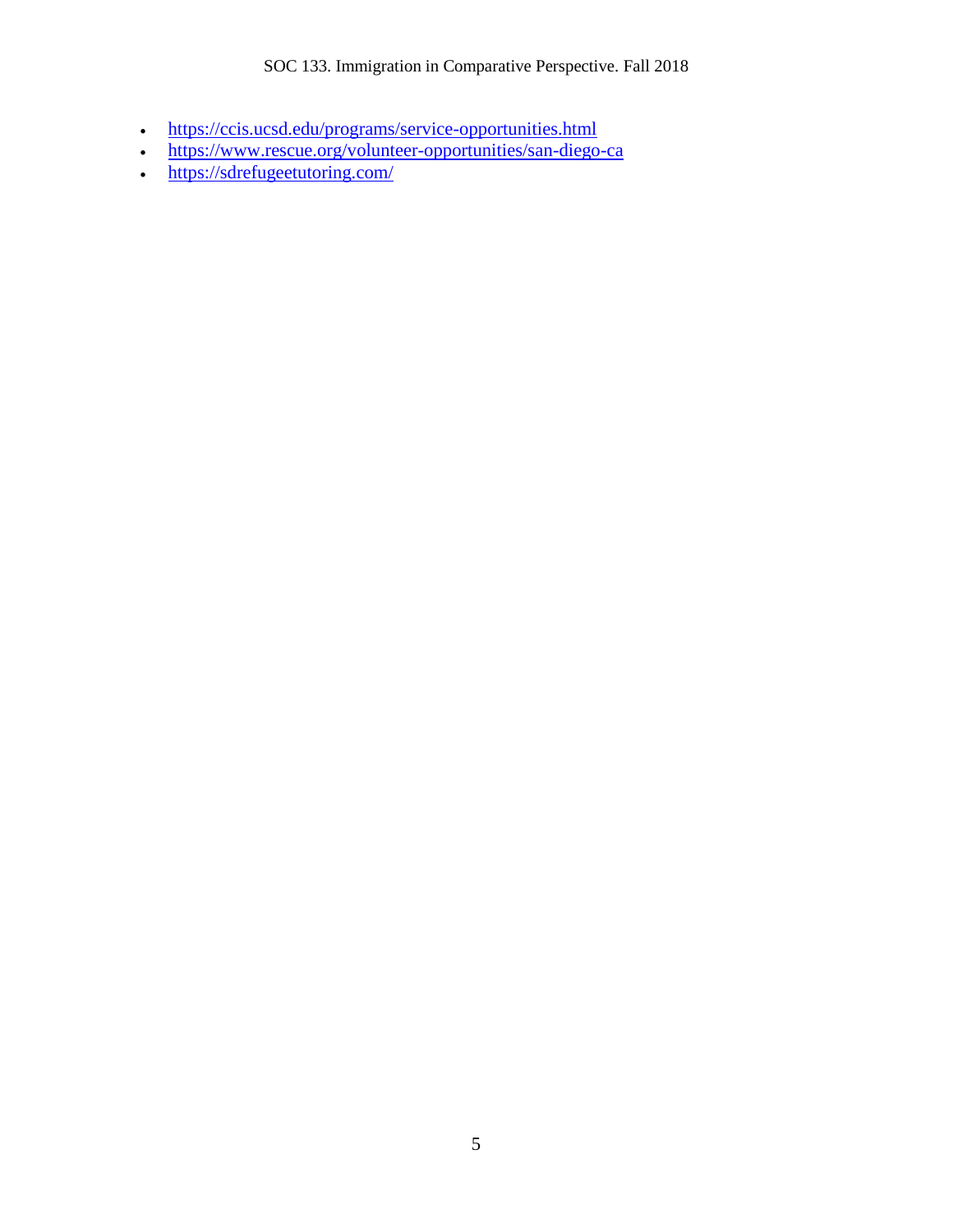- https://ccis.ucsd.edu/programs/service-opportunities.html
- https://www.rescue.org/volunteer-opportunities/san-diego-ca
- https://sdrefugeetutoring.com/